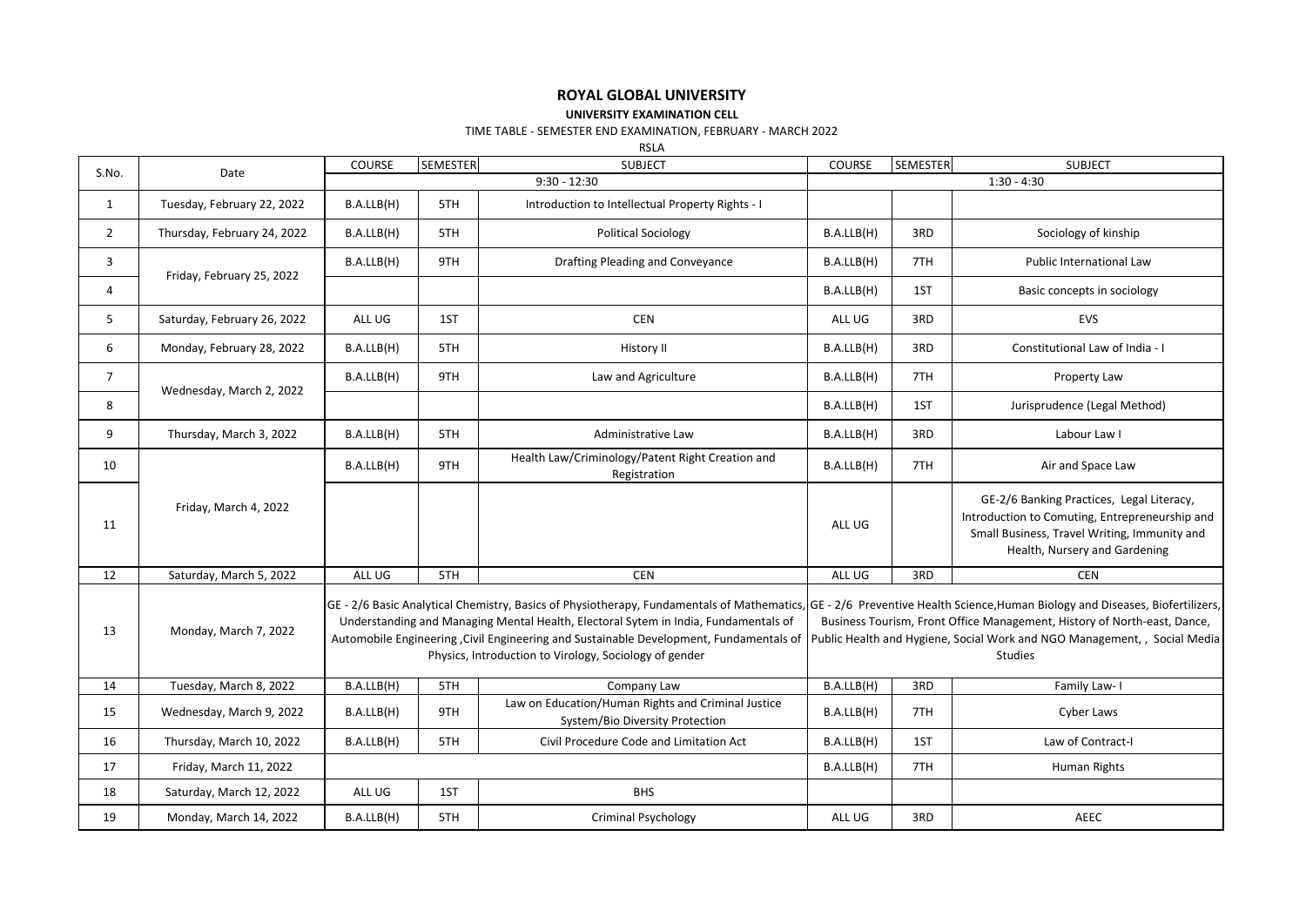# ROYAL GLOBAL UNIVERSITY

## UNIVERSITY EXAMINATION CELL

TIME TABLE - SEMESTER END EXAMINATION, FEBRUARY - MARCH 2022

RSLA

| S.No. | Date | COURSE | SEMESTER | SUBJECT | COURSE | SEMESTER | SUBJECT |
|---|---|---|---|---|---|---|---|
| | | 9:30 - 12:30 | | | 1:30 - 4:30 | | |
| 1 | Tuesday, February 22, 2022 | B.A.LLB(H) | 5TH | Introduction to Intellectual Property Rights - I | | | |
| 2 | Thursday, February 24, 2022 | B.A.LLB(H) | 5TH | Political Sociology | B.A.LLB(H) | 3RD | Sociology of kinship |
| 3 | Friday, February 25, 2022 | B.A.LLB(H) | 9TH | Drafting Pleading and Conveyance | B.A.LLB(H) | 7TH | Public International Law |
| 4 | | | | | B.A.LLB(H) | 1ST | Basic concepts in sociology |
| 5 | Saturday, February 26, 2022 | ALL UG | 1ST | CEN | ALL UG | 3RD | EVS |
| 6 | Monday, February 28, 2022 | B.A.LLB(H) | 5TH | History II | B.A.LLB(H) | 3RD | Constitutional Law of India - I |
| 7 | Wednesday, March 2, 2022 | B.A.LLB(H) | 9TH | Law and Agriculture | B.A.LLB(H) | 7TH | Property Law |
| 8 | | | | | B.A.LLB(H) | 1ST | Jurisprudence (Legal Method) |
| 9 | Thursday, March 3, 2022 | B.A.LLB(H) | 5TH | Administrative Law | B.A.LLB(H) | 3RD | Labour Law I |
| 10 | Friday, March 4, 2022 | B.A.LLB(H) | 9TH | Health Law/Criminology/Patent Right Creation and Registration | B.A.LLB(H) | 7TH | Air and Space Law |
| 11 | | | | | ALL UG | | GE-2/6 Banking Practices, Legal Literacy, Introduction to Comuting, Entrepreneurship and Small Business, Travel Writing, Immunity and Health, Nursery and Gardening |
| 12 | Saturday, March 5, 2022 | ALL UG | 5TH | CEN | ALL UG | 3RD | CEN |
| 13 | Monday, March 7, 2022 | GE - 2/6 Basic Analytical Chemistry, Basics of Physiotherapy, Fundamentals of Mathematics, Understanding and Managing Mental Health, Electoral Sytem in India, Fundamentals of Automobile Engineering ,Civil Engineering and Sustainable Development, Fundamentals of Physics, Introduction to Virology, Sociology of gender | | | GE - 2/6 Preventive Health Science,Human Biology and Diseases, Biofertilizers, Business Tourism, Front Office Management, History of North-east, Dance, Public Health and Hygiene, Social Work and NGO Management, , Social Media Studies | | |
| 14 | Tuesday, March 8, 2022 | B.A.LLB(H) | 5TH | Company Law | B.A.LLB(H) | 3RD | Family Law- I |
| 15 | Wednesday, March 9, 2022 | B.A.LLB(H) | 9TH | Law on Education/Human Rights and Criminal Justice System/Bio Diversity Protection | B.A.LLB(H) | 7TH | Cyber Laws |
| 16 | Thursday, March 10, 2022 | B.A.LLB(H) | 5TH | Civil Procedure Code and Limitation Act | B.A.LLB(H) | 1ST | Law of Contract-I |
| 17 | Friday, March 11, 2022 | | | | B.A.LLB(H) | 7TH | Human Rights |
| 18 | Saturday, March 12, 2022 | ALL UG | 1ST | BHS | | | |
| 19 | Monday, March 14, 2022 | B.A.LLB(H) | 5TH | Criminal Psychology | ALL UG | 3RD | AEEC |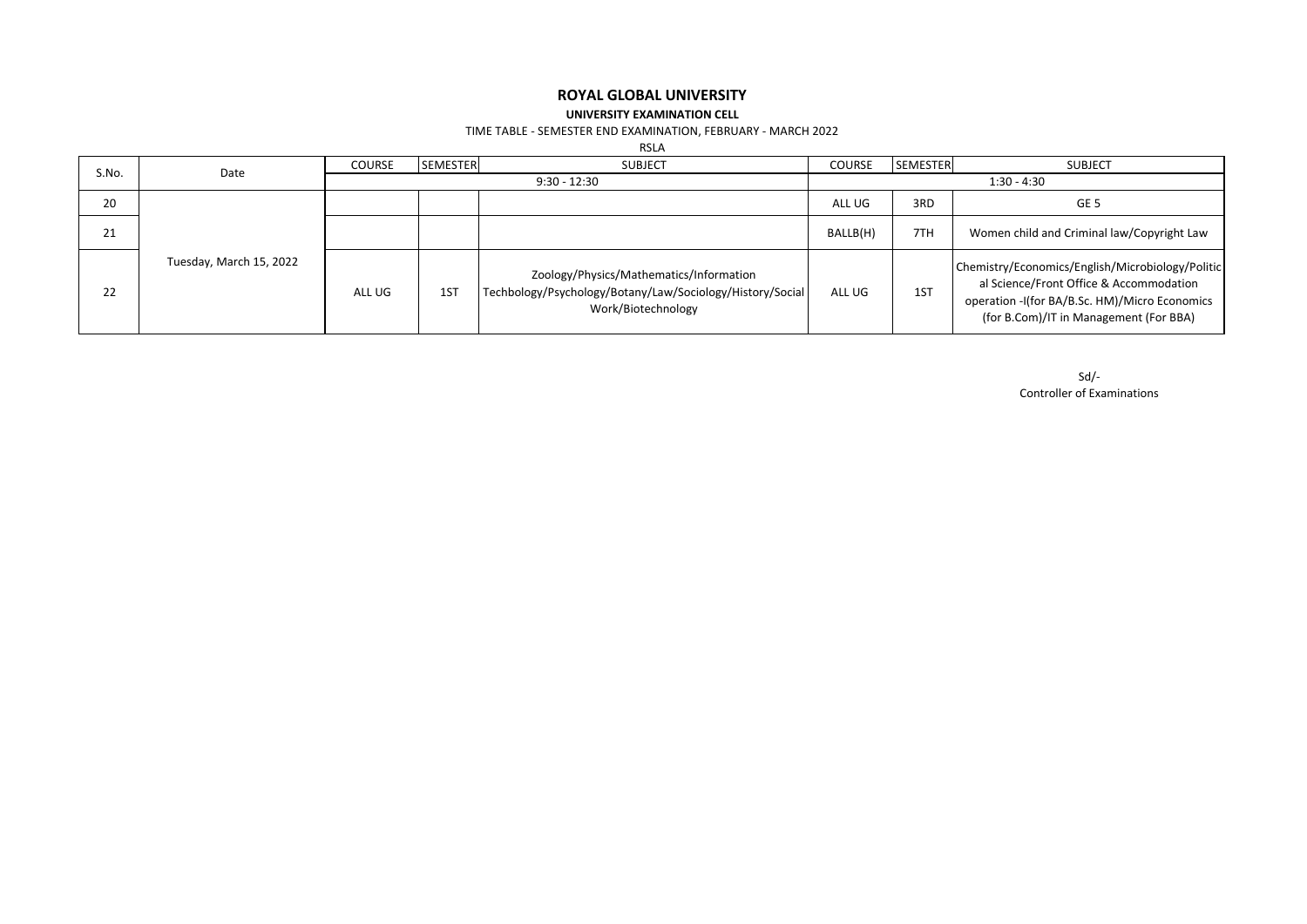**ROYAL GLOBAL UNIVERSITY**

**UNIVERSITY EXAMINATION CELL**

TIME TABLE - SEMESTER END EXAMINATION, FEBRUARY - MARCH 2022

RSLA

| S.No. | Date | COURSE | SEMESTER | SUBJECT | COURSE | SEMESTER | SUBJECT |
|---|---|---|---|---|---|---|---|
| | | 9:30 - 12:30 | | | 1:30 - 4:30 | | |
| 20 | Tuesday, March 15, 2022 | | | | ALL UG | 3RD | GE 5 |
| 21 | | | | | BALLB(H) | 7TH | Women child and Criminal law/Copyright Law |
| 22 | | ALL UG | 1ST | Zoology/Physics/Mathematics/Information Techbology/Psychology/Botany/Law/Sociology/History/Social Work/Biotechnology | ALL UG | 1ST | Chemistry/Economics/English/Microbiology/Political Science/Front Office & Accommodation operation -I(for BA/B.Sc. HM)/Micro Economics (for B.Com)/IT in Management (For BBA) |

Sd/-
Controller of Examinations